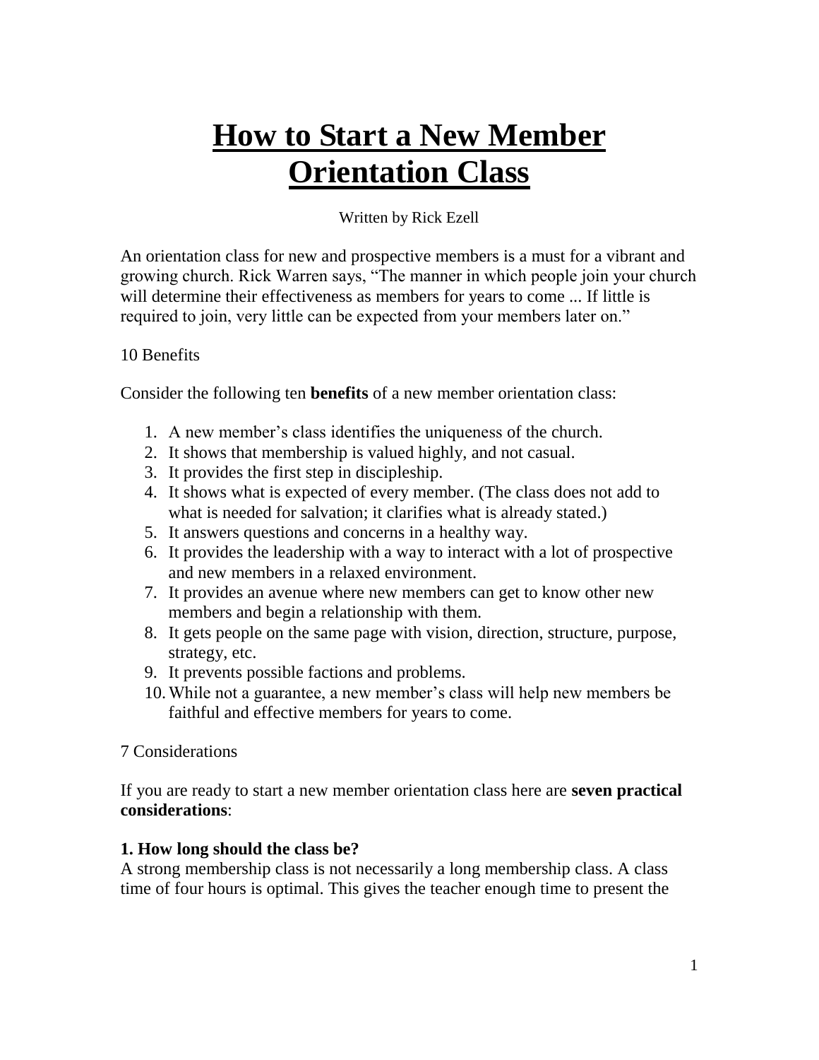# How to Start a New Member Orientation Class

Written by Rick Ezell

An orientation class for new and prospective members is a must for a vibrant and growing church. Rick Warren says, "The manner in which people join your church will determine their effectiveness as members for years to come ... If little is required to join, very little can be expected from your members later on."

10 Benefits

Consider the following ten **benefits** of a new member orientation class:

1. A new member's class identifies the uniqueness of the church.
2. It shows that membership is valued highly, and not casual.
3. It provides the first step in discipleship.
4. It shows what is expected of every member. (The class does not add to what is needed for salvation; it clarifies what is already stated.)
5. It answers questions and concerns in a healthy way.
6. It provides the leadership with a way to interact with a lot of prospective and new members in a relaxed environment.
7. It provides an avenue where new members can get to know other new members and begin a relationship with them.
8. It gets people on the same page with vision, direction, structure, purpose, strategy, etc.
9. It prevents possible factions and problems.
10. While not a guarantee, a new member's class will help new members be faithful and effective members for years to come.

7 Considerations

If you are ready to start a new member orientation class here are **seven practical considerations**:

**1. How long should the class be?**
A strong membership class is not necessarily a long membership class. A class time of four hours is optimal. This gives the teacher enough time to present the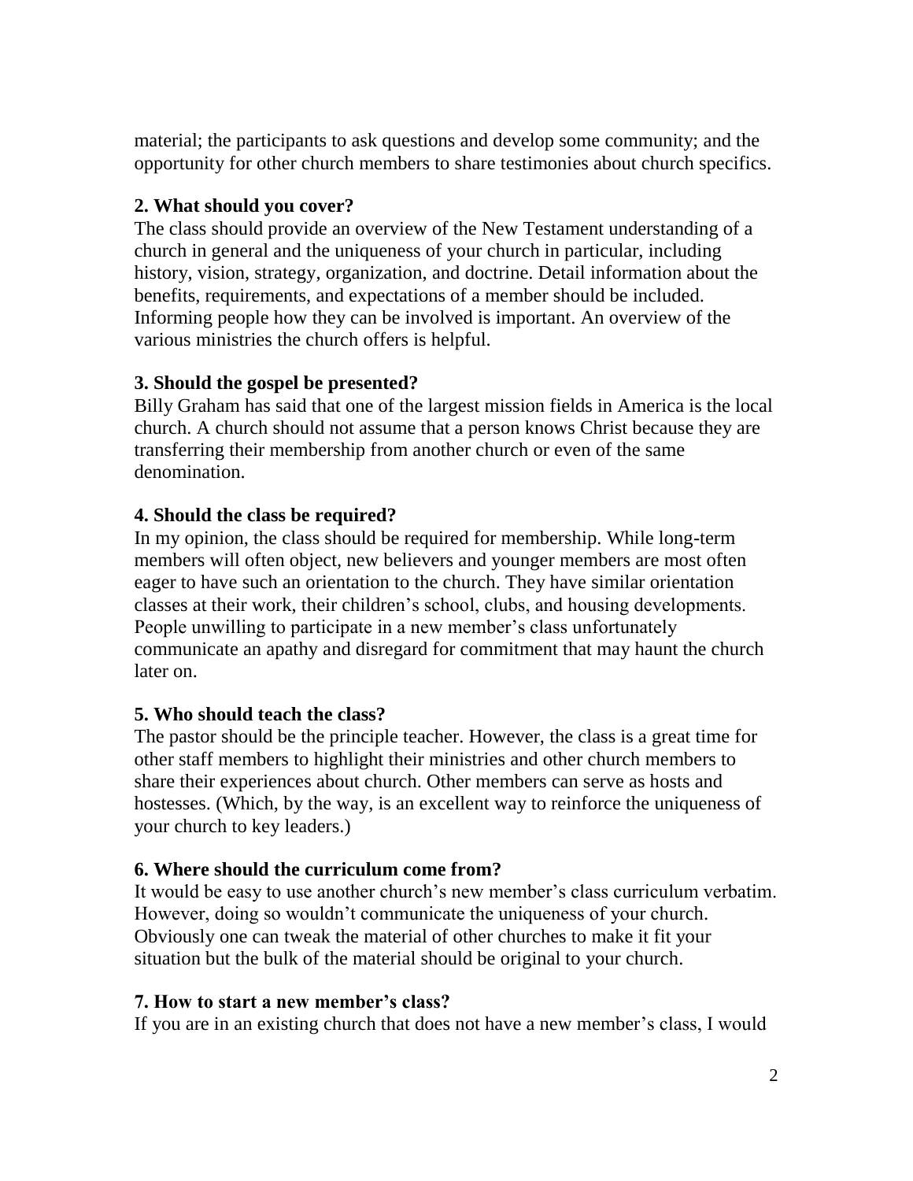material; the participants to ask questions and develop some community; and the opportunity for other church members to share testimonies about church specifics.

**2. What should you cover?**

The class should provide an overview of the New Testament understanding of a church in general and the uniqueness of your church in particular, including history, vision, strategy, organization, and doctrine. Detail information about the benefits, requirements, and expectations of a member should be included. Informing people how they can be involved is important. An overview of the various ministries the church offers is helpful.

**3. Should the gospel be presented?**

Billy Graham has said that one of the largest mission fields in America is the local church. A church should not assume that a person knows Christ because they are transferring their membership from another church or even of the same denomination.

**4. Should the class be required?**

In my opinion, the class should be required for membership. While long-term members will often object, new believers and younger members are most often eager to have such an orientation to the church. They have similar orientation classes at their work, their children's school, clubs, and housing developments. People unwilling to participate in a new member's class unfortunately communicate an apathy and disregard for commitment that may haunt the church later on.

**5. Who should teach the class?**

The pastor should be the principle teacher. However, the class is a great time for other staff members to highlight their ministries and other church members to share their experiences about church. Other members can serve as hosts and hostesses. (Which, by the way, is an excellent way to reinforce the uniqueness of your church to key leaders.)

**6. Where should the curriculum come from?**

It would be easy to use another church's new member's class curriculum verbatim. However, doing so wouldn't communicate the uniqueness of your church. Obviously one can tweak the material of other churches to make it fit your situation but the bulk of the material should be original to your church.

**7. How to start a new member's class?**

If you are in an existing church that does not have a new member's class, I would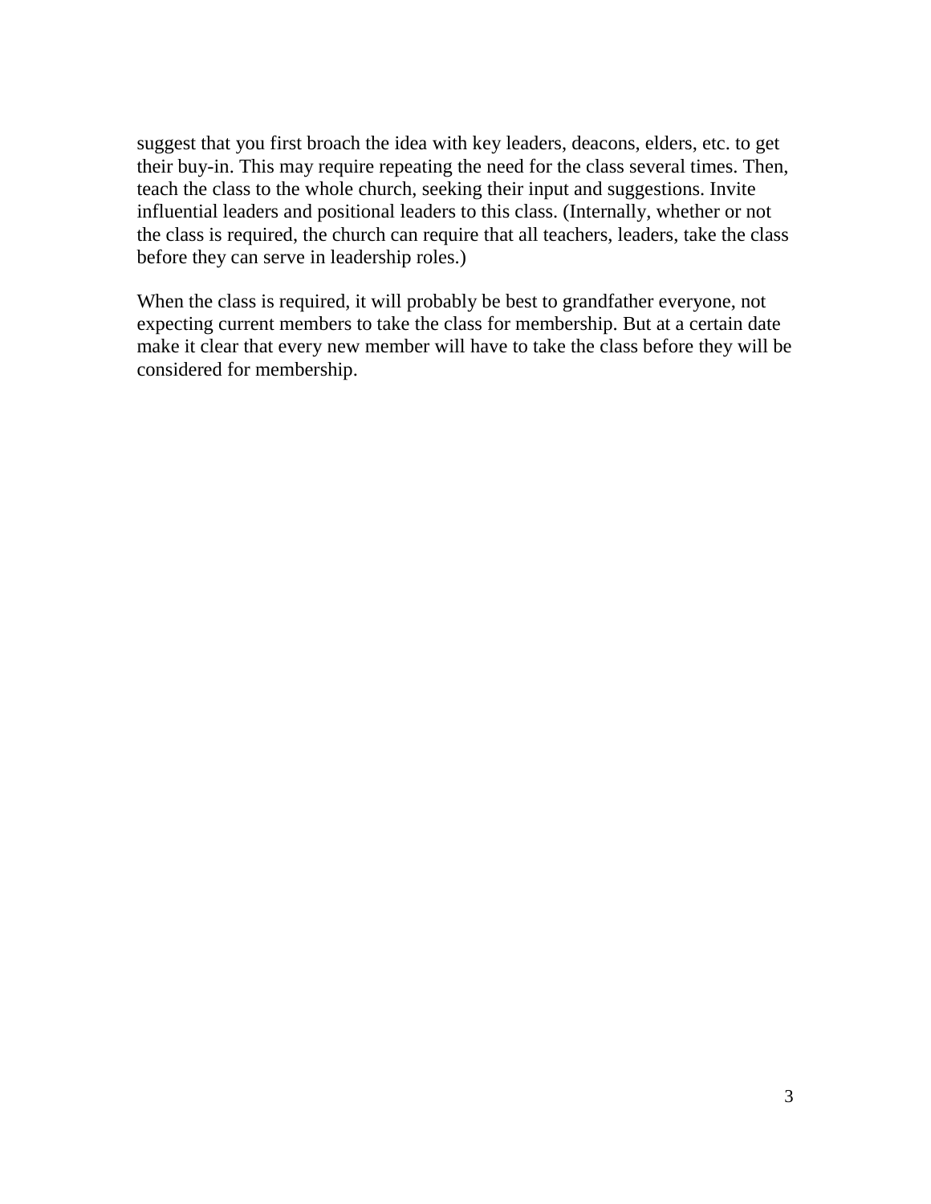suggest that you first broach the idea with key leaders, deacons, elders, etc. to get their buy-in. This may require repeating the need for the class several times. Then, teach the class to the whole church, seeking their input and suggestions. Invite influential leaders and positional leaders to this class. (Internally, whether or not the class is required, the church can require that all teachers, leaders, take the class before they can serve in leadership roles.)

When the class is required, it will probably be best to grandfather everyone, not expecting current members to take the class for membership. But at a certain date make it clear that every new member will have to take the class before they will be considered for membership.